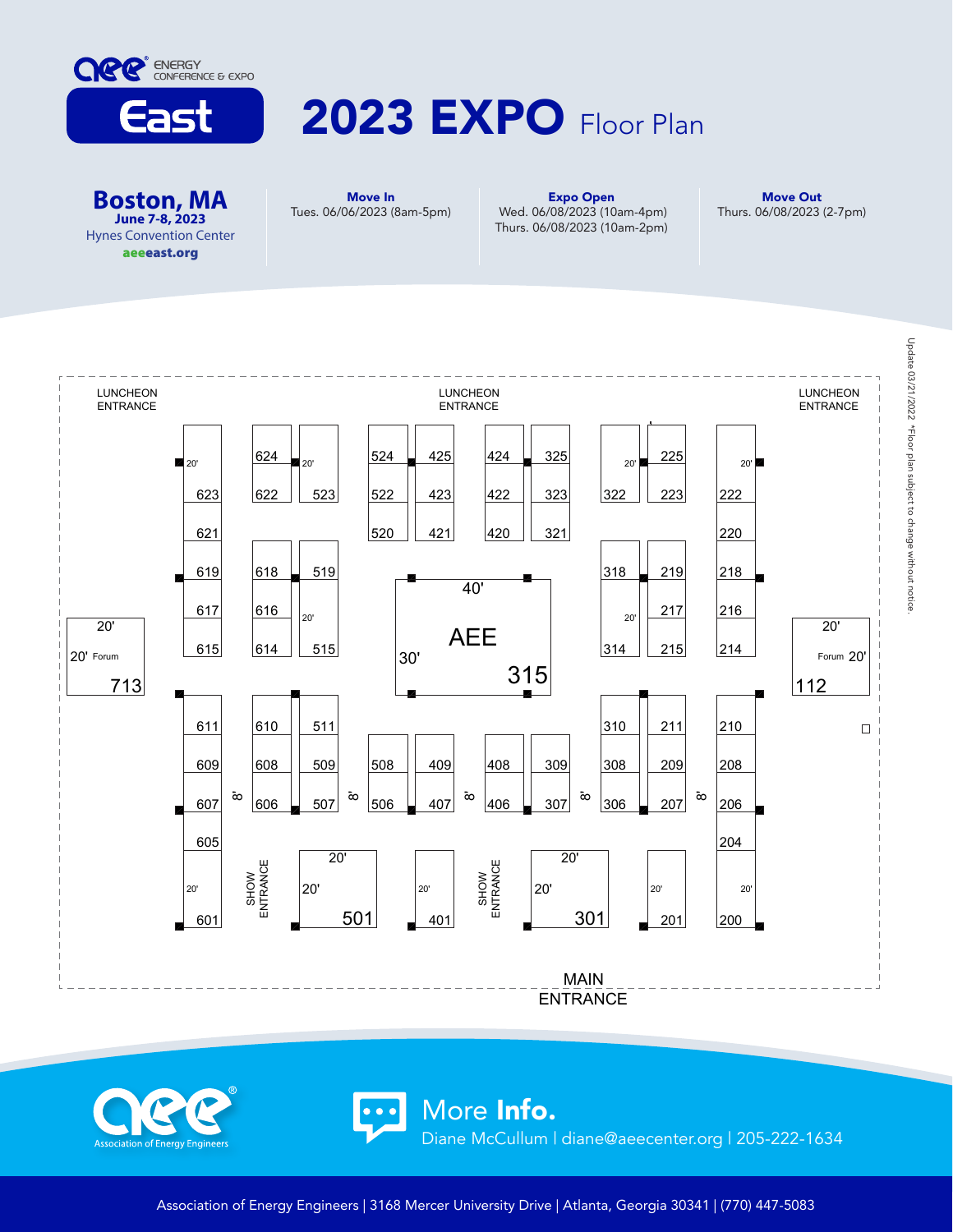AEE ENERGY CONFERENCE & EXPO

# East 2023 EXPO Floor Plan

**Boston, MA**
**June 7-8, 2023**
Hynes Convention Center
**aeeeast.org**

**Move In**
Tues. 06/06/2023 (8am-5pm)

**Expo Open**
Wed. 06/08/2023 (10am-4pm)
Thurs. 06/08/2023 (10am-2pm)

**Move Out**
Thurs. 06/08/2023 (2-7pm)

Update 03/21/2022 *Floor plan subject to change without notice.

LUNCHEON ENTRANCE | LUNCHEON ENTRANCE | LUNCHEON ENTRANCE

623 621 619 617 615 | 624 622 | 523 | 618 616 614 | 519 515 | 524 522 520 | 425 423 421 | 424 422 420 | 325 323 321 | 322 | 225 223 | 318 314 | 219 217 215 | 222 220 218 216 214

Forum 713 (20' × 20') | AEE 315 (40' × 30') | Forum 112 (20' × 20')

611 609 607 605 601 | 610 608 606 | 511 509 507 | 508 506 | 409 407 | 408 406 | 309 307 | 310 308 306 | 211 209 207 | 210 208 206 204 200

501 (20' × 20') | 401 | 301 (20' × 20') | 201

8' aisles

SHOW ENTRANCE | SHOW ENTRANCE

MAIN ENTRANCE

## More **Info.**

Diane McCullum | diane@aeecenter.org | 205-222-1634

Association of Energy Engineers | 3168 Mercer University Drive | Atlanta, Georgia 30341 | (770) 447-5083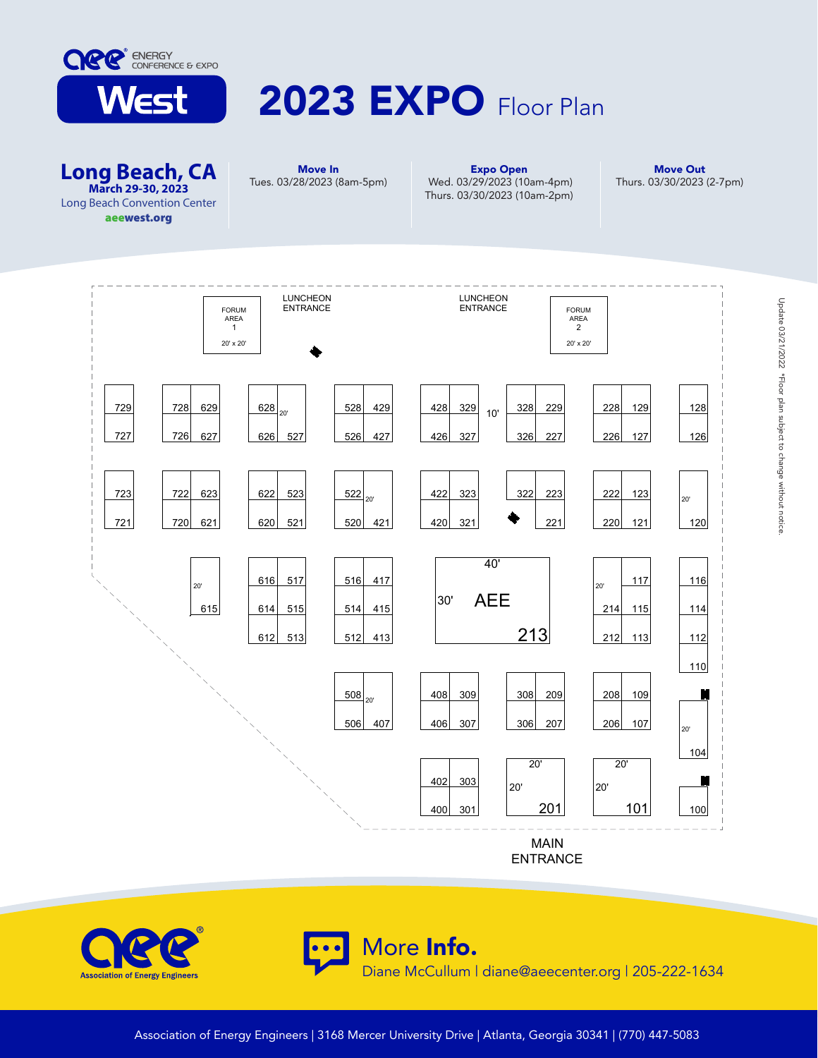# 2023 EXPO Floor Plan

AEE Energy Conference & Expo — West

**Long Beach, CA**
**March 29-30, 2023**
Long Beach Convention Center
**aeewest.org**

**Move In**
Tues. 03/28/2023 (8am-5pm)

**Expo Open**
Wed. 03/29/2023 (10am-4pm)
Thurs. 03/30/2023 (10am-2pm)

**Move Out**
Thurs. 03/30/2023 (2-7pm)

FORUM AREA 1
20' x 20'

LUNCHEON ENTRANCE

LUNCHEON ENTRANCE

FORUM AREA 2
20' x 20'

729 727
728 629 726 627
628 20' 626 527
528 429 526 427
428 329 426 327
10'
328 229 326 227
228 129 226 127
128 126

723 721
722 623 720 621
622 523 620 521
522 20' 520 421
422 323 420 321
322 223 221
222 123 220 121
20' 120

20' 615
616 517 614 515 612 513
516 417 514 415 512 413
40' 30' AEE 213
20' 117 214 115 212 113
116 114 112 110

508 20' 506 407
408 309 406 307
308 209 306 207
208 109 206 107
20' 104

402 303 400 301
20' 20' 201
20' 20' 101
100

MAIN ENTRANCE

Update 03/21/2022 *Floor plan subject to change without notice.

Association of Energy Engineers

**More Info.**
Diane McCullum | diane@aeecenter.org | 205-222-1634

Association of Energy Engineers | 3168 Mercer University Drive | Atlanta, Georgia 30341 | (770) 447-5083